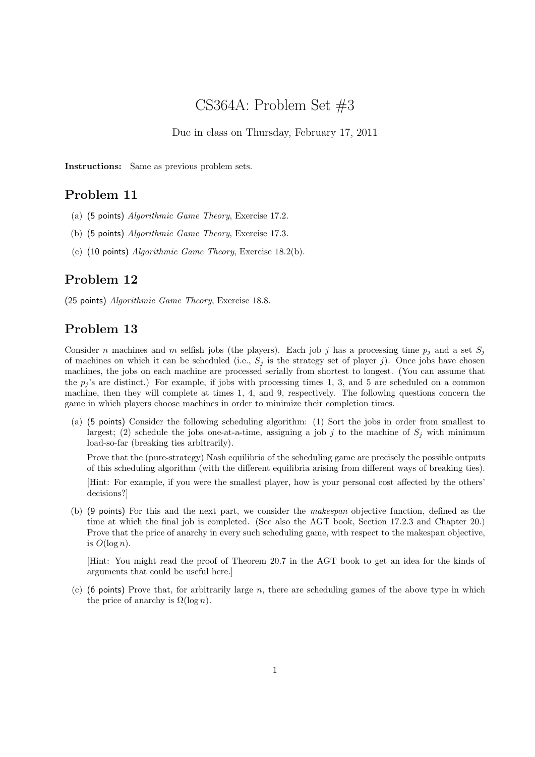# CS364A: Problem Set #3

Due in class on Thursday, February 17, 2011

**Instructions:** Same as previous problem sets.

## Problem 11

(a) (5 points) *Algorithmic Game Theory*, Exercise 17.2.

(b) (5 points) *Algorithmic Game Theory*, Exercise 17.3.

(c) (10 points) *Algorithmic Game Theory*, Exercise 18.2(b).

## Problem 12

(25 points) *Algorithmic Game Theory*, Exercise 18.8.

## Problem 13

Consider $n$ machines and $m$ selfish jobs (the players). Each job $j$ has a processing time $p_j$ and a set $S_j$ of machines on which it can be scheduled (i.e., $S_j$ is the strategy set of player $j$). Once jobs have chosen machines, the jobs on each machine are processed serially from shortest to longest. (You can assume that the $p_j$'s are distinct.) For example, if jobs with processing times 1, 3, and 5 are scheduled on a common machine, then they will complete at times 1, 4, and 9, respectively. The following questions concern the game in which players choose machines in order to minimize their completion times.

(a) (5 points) Consider the following scheduling algorithm: (1) Sort the jobs in order from smallest to largest; (2) schedule the jobs one-at-a-time, assigning a job $j$ to the machine of $S_j$ with minimum load-so-far (breaking ties arbitrarily).

Prove that the (pure-strategy) Nash equilibria of the scheduling game are precisely the possible outputs of this scheduling algorithm (with the different equilibria arising from different ways of breaking ties).

[Hint: For example, if you were the smallest player, how is your personal cost affected by the others' decisions?]

(b) (9 points) For this and the next part, we consider the *makespan* objective function, defined as the time at which the final job is completed. (See also the AGT book, Section 17.2.3 and Chapter 20.) Prove that the price of anarchy in every such scheduling game, with respect to the makespan objective, is $O(\log n)$.

[Hint: You might read the proof of Theorem 20.7 in the AGT book to get an idea for the kinds of arguments that could be useful here.]

(c) (6 points) Prove that, for arbitrarily large $n$, there are scheduling games of the above type in which the price of anarchy is $\Omega(\log n)$.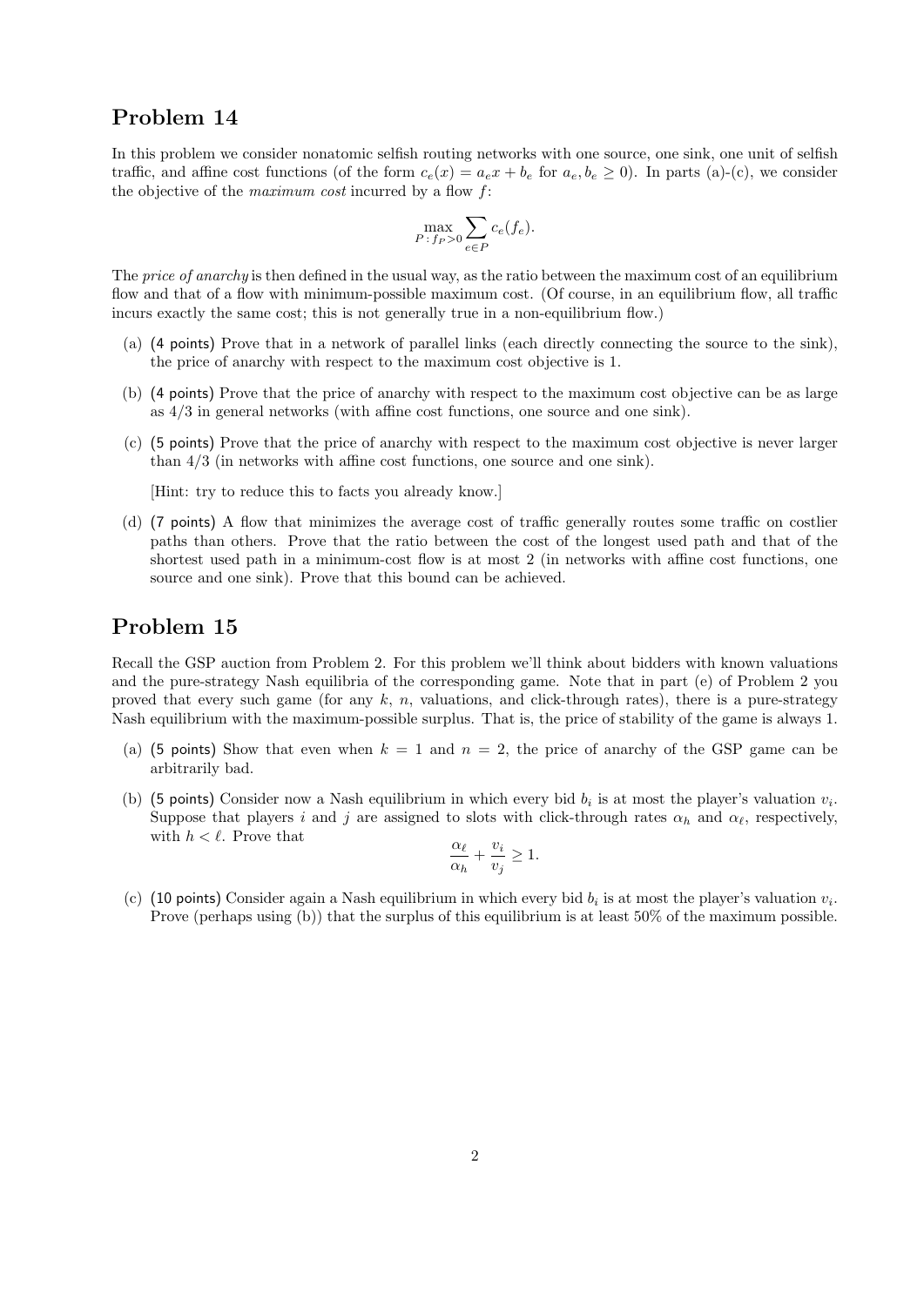## Problem 14

In this problem we consider nonatomic selfish routing networks with one source, one sink, one unit of selfish traffic, and affine cost functions (of the form $c_e(x) = a_e x + b_e$ for $a_e, b_e \geq 0$). In parts (a)-(c), we consider the objective of the *maximum cost* incurred by a flow $f$:

$$\max_{P\,:\,f_P>0} \sum_{e \in P} c_e(f_e).$$

The *price of anarchy* is then defined in the usual way, as the ratio between the maximum cost of an equilibrium flow and that of a flow with minimum-possible maximum cost. (Of course, in an equilibrium flow, all traffic incurs exactly the same cost; this is not generally true in a non-equilibrium flow.)

(a) (4 points) Prove that in a network of parallel links (each directly connecting the source to the sink), the price of anarchy with respect to the maximum cost objective is 1.

(b) (4 points) Prove that the price of anarchy with respect to the maximum cost objective can be as large as 4/3 in general networks (with affine cost functions, one source and one sink).

(c) (5 points) Prove that the price of anarchy with respect to the maximum cost objective is never larger than 4/3 (in networks with affine cost functions, one source and one sink).

[Hint: try to reduce this to facts you already know.]

(d) (7 points) A flow that minimizes the average cost of traffic generally routes some traffic on costlier paths than others. Prove that the ratio between the cost of the longest used path and that of the shortest used path in a minimum-cost flow is at most 2 (in networks with affine cost functions, one source and one sink). Prove that this bound can be achieved.

## Problem 15

Recall the GSP auction from Problem 2. For this problem we'll think about bidders with known valuations and the pure-strategy Nash equilibria of the corresponding game. Note that in part (e) of Problem 2 you proved that every such game (for any $k$, $n$, valuations, and click-through rates), there is a pure-strategy Nash equilibrium with the maximum-possible surplus. That is, the price of stability of the game is always 1.

(a) (5 points) Show that even when $k = 1$ and $n = 2$, the price of anarchy of the GSP game can be arbitrarily bad.

(b) (5 points) Consider now a Nash equilibrium in which every bid $b_i$ is at most the player's valuation $v_i$. Suppose that players $i$ and $j$ are assigned to slots with click-through rates $\alpha_h$ and $\alpha_\ell$, respectively, with $h < \ell$. Prove that

$$\frac{\alpha_\ell}{\alpha_h} + \frac{v_i}{v_j} \geq 1.$$

(c) (10 points) Consider again a Nash equilibrium in which every bid $b_i$ is at most the player's valuation $v_i$. Prove (perhaps using (b)) that the surplus of this equilibrium is at least 50% of the maximum possible.